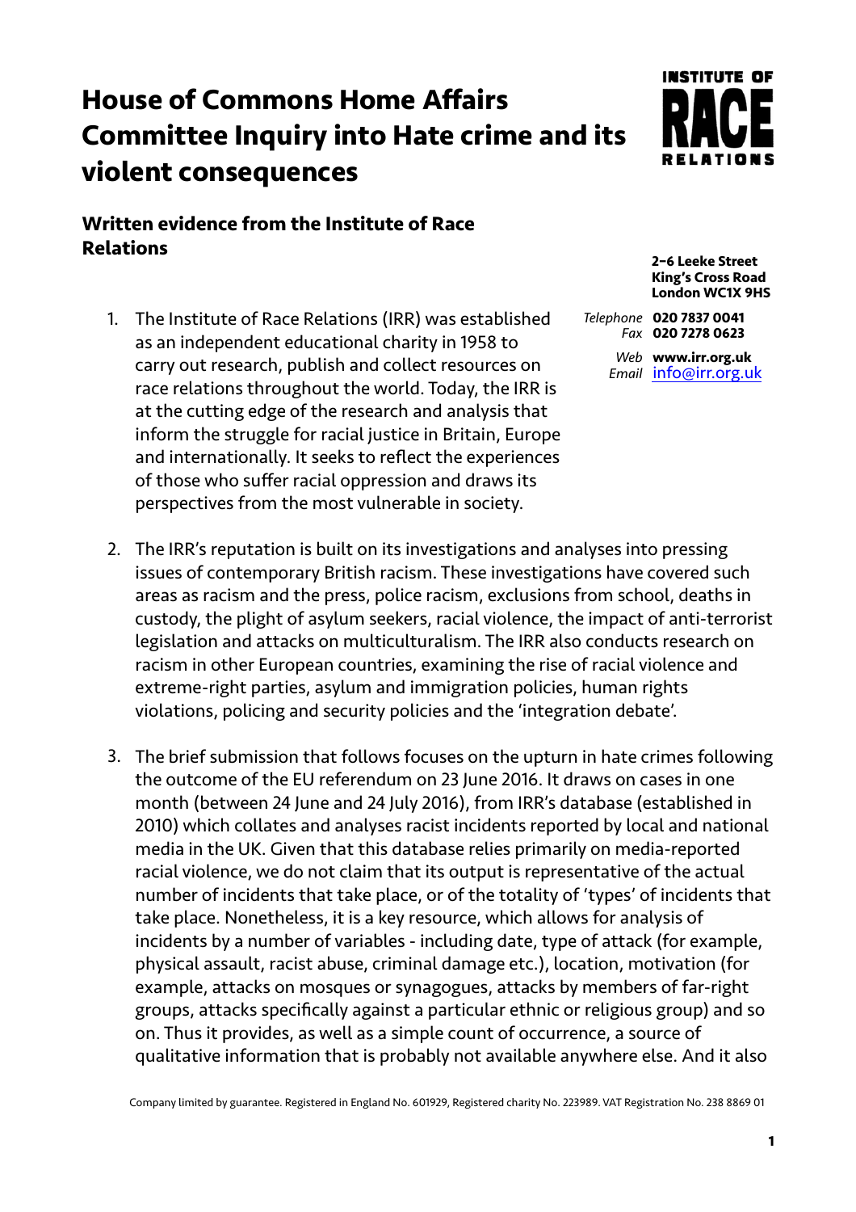# House of Commons Home Affairs Committee Inquiry into Hate crime and its violent consequences

## Written evidence from the Institute of Race Relations

**2-6 Leeke Street**
**King's Cross Road**
**London WC1X 9HS**

*Telephone* **020 7837 0041**
*Fax* **020 7278 0623**
*Web* **www.irr.org.uk**
*Email* info@irr.org.uk

1. The Institute of Race Relations (IRR) was established as an independent educational charity in 1958 to carry out research, publish and collect resources on race relations throughout the world. Today, the IRR is at the cutting edge of the research and analysis that inform the struggle for racial justice in Britain, Europe and internationally. It seeks to reflect the experiences of those who suffer racial oppression and draws its perspectives from the most vulnerable in society.

2. The IRR's reputation is built on its investigations and analyses into pressing issues of contemporary British racism. These investigations have covered such areas as racism and the press, police racism, exclusions from school, deaths in custody, the plight of asylum seekers, racial violence, the impact of anti-terrorist legislation and attacks on multiculturalism. The IRR also conducts research on racism in other European countries, examining the rise of racial violence and extreme-right parties, asylum and immigration policies, human rights violations, policing and security policies and the 'integration debate'.

3. The brief submission that follows focuses on the upturn in hate crimes following the outcome of the EU referendum on 23 June 2016. It draws on cases in one month (between 24 June and 24 July 2016), from IRR's database (established in 2010) which collates and analyses racist incidents reported by local and national media in the UK. Given that this database relies primarily on media-reported racial violence, we do not claim that its output is representative of the actual number of incidents that take place, or of the totality of 'types' of incidents that take place. Nonetheless, it is a key resource, which allows for analysis of incidents by a number of variables - including date, type of attack (for example, physical assault, racist abuse, criminal damage etc.), location, motivation (for example, attacks on mosques or synagogues, attacks by members of far-right groups, attacks specifically against a particular ethnic or religious group) and so on. Thus it provides, as well as a simple count of occurrence, a source of qualitative information that is probably not available anywhere else. And it also

Company limited by guarantee. Registered in England No. 601929, Registered charity No. 223989. VAT Registration No. 238 8869 01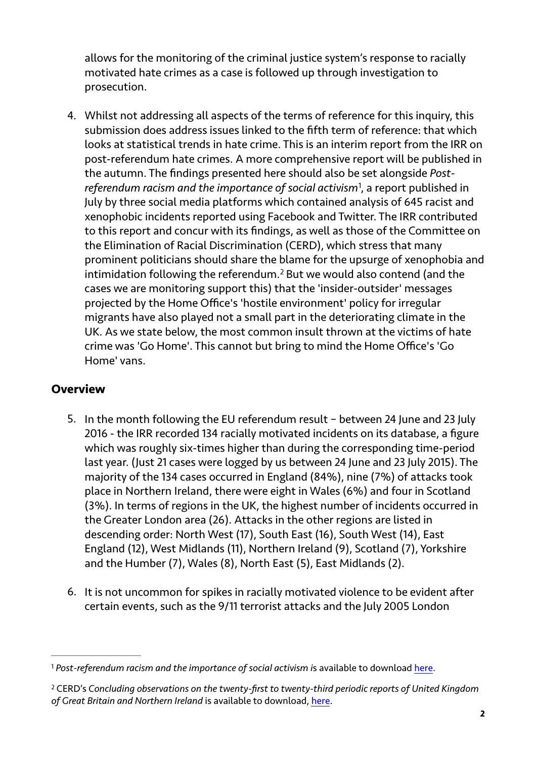allows for the monitoring of the criminal justice system's response to racially motivated hate crimes as a case is followed up through investigation to prosecution.

4. Whilst not addressing all aspects of the terms of reference for this inquiry, this submission does address issues linked to the fifth term of reference: that which looks at statistical trends in hate crime. This is an interim report from the IRR on post-referendum hate crimes. A more comprehensive report will be published in the autumn. The findings presented here should also be set alongside *Post-referendum racism and the importance of social activism*[1], a report published in July by three social media platforms which contained analysis of 645 racist and xenophobic incidents reported using Facebook and Twitter. The IRR contributed to this report and concur with its findings, as well as those of the Committee on the Elimination of Racial Discrimination (CERD), which stress that many prominent politicians should share the blame for the upsurge of xenophobia and intimidation following the referendum.[2] But we would also contend (and the cases we are monitoring support this) that the 'insider-outsider' messages projected by the Home Office's 'hostile environment' policy for irregular migrants have also played not a small part in the deteriorating climate in the UK. As we state below, the most common insult thrown at the victims of hate crime was 'Go Home'. This cannot but bring to mind the Home Office's 'Go Home' vans.

## Overview

5. In the month following the EU referendum result – between 24 June and 23 July 2016 - the IRR recorded 134 racially motivated incidents on its database, a figure which was roughly six-times higher than during the corresponding time-period last year. (Just 21 cases were logged by us between 24 June and 23 July 2015). The majority of the 134 cases occurred in England (84%), nine (7%) of attacks took place in Northern Ireland, there were eight in Wales (6%) and four in Scotland (3%). In terms of regions in the UK, the highest number of incidents occurred in the Greater London area (26). Attacks in the other regions are listed in descending order: North West (17), South East (16), South West (14), East England (12), West Midlands (11), Northern Ireland (9), Scotland (7), Yorkshire and the Humber (7), Wales (8), North East (5), East Midlands (2).

6. It is not uncommon for spikes in racially motivated violence to be evident after certain events, such as the 9/11 terrorist attacks and the July 2005 London

---

[1] *Post-referendum racism and the importance of social activism* is available to download here.

[2] CERD's *Concluding observations on the twenty-first to twenty-third periodic reports of United Kingdom of Great Britain and Northern Ireland* is available to download, here.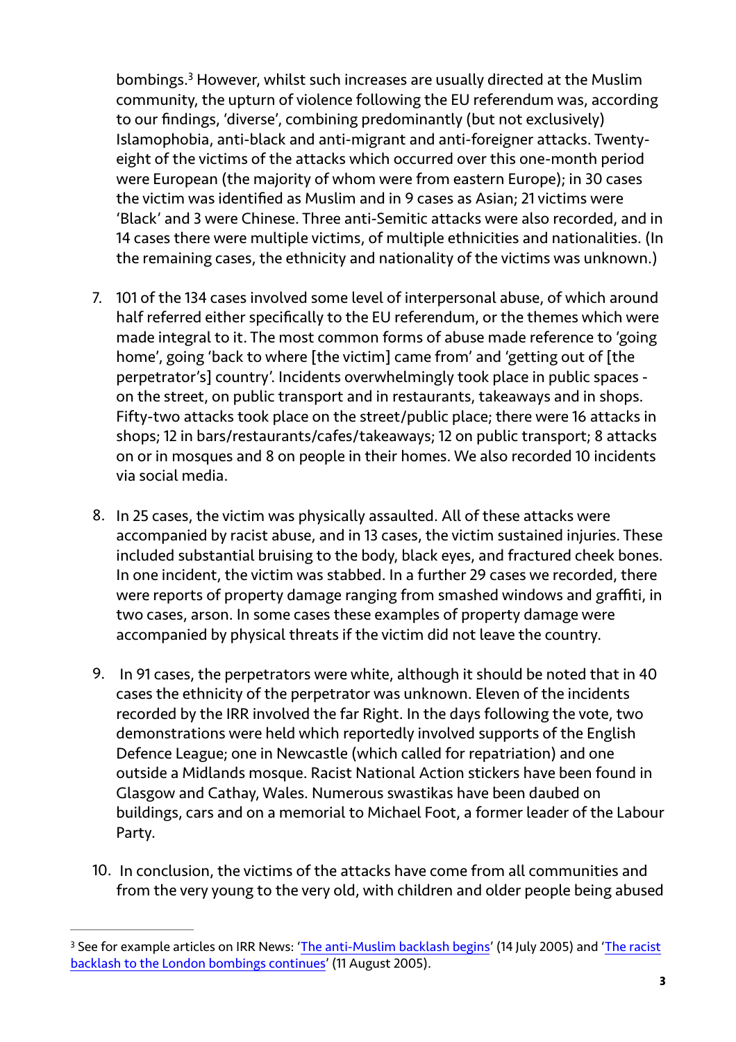bombings.[3] However, whilst such increases are usually directed at the Muslim community, the upturn of violence following the EU referendum was, according to our findings, 'diverse', combining predominantly (but not exclusively) Islamophobia, anti-black and anti-migrant and anti-foreigner attacks. Twenty-eight of the victims of the attacks which occurred over this one-month period were European (the majority of whom were from eastern Europe); in 30 cases the victim was identified as Muslim and in 9 cases as Asian; 21 victims were 'Black' and 3 were Chinese. Three anti-Semitic attacks were also recorded, and in 14 cases there were multiple victims, of multiple ethnicities and nationalities. (In the remaining cases, the ethnicity and nationality of the victims was unknown.)

7. 101 of the 134 cases involved some level of interpersonal abuse, of which around half referred either specifically to the EU referendum, or the themes which were made integral to it. The most common forms of abuse made reference to 'going home', going 'back to where [the victim] came from' and 'getting out of [the perpetrator's] country'. Incidents overwhelmingly took place in public spaces - on the street, on public transport and in restaurants, takeaways and in shops. Fifty-two attacks took place on the street/public place; there were 16 attacks in shops; 12 in bars/restaurants/cafes/takeaways; 12 on public transport; 8 attacks on or in mosques and 8 on people in their homes. We also recorded 10 incidents via social media.

8. In 25 cases, the victim was physically assaulted. All of these attacks were accompanied by racist abuse, and in 13 cases, the victim sustained injuries. These included substantial bruising to the body, black eyes, and fractured cheek bones. In one incident, the victim was stabbed. In a further 29 cases we recorded, there were reports of property damage ranging from smashed windows and graffiti, in two cases, arson. In some cases these examples of property damage were accompanied by physical threats if the victim did not leave the country.

9. In 91 cases, the perpetrators were white, although it should be noted that in 40 cases the ethnicity of the perpetrator was unknown. Eleven of the incidents recorded by the IRR involved the far Right. In the days following the vote, two demonstrations were held which reportedly involved supports of the English Defence League; one in Newcastle (which called for repatriation) and one outside a Midlands mosque. Racist National Action stickers have been found in Glasgow and Cathay, Wales. Numerous swastikas have been daubed on buildings, cars and on a memorial to Michael Foot, a former leader of the Labour Party.

10. In conclusion, the victims of the attacks have come from all communities and from the very young to the very old, with children and older people being abused

---

[3] See for example articles on IRR News: 'The anti-Muslim backlash begins' (14 July 2005) and 'The racist backlash to the London bombings continues' (11 August 2005).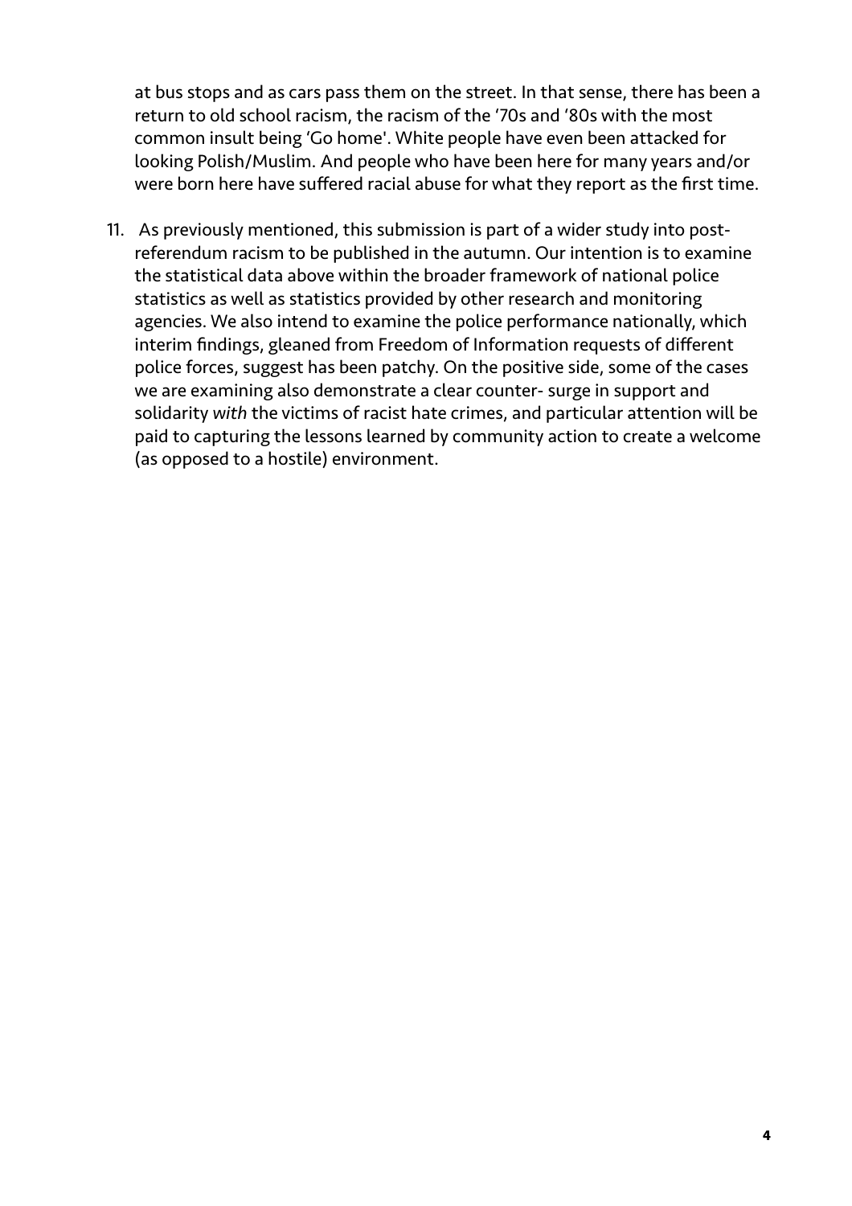at bus stops and as cars pass them on the street. In that sense, there has been a return to old school racism, the racism of the '70s and '80s with the most common insult being 'Go home'. White people have even been attacked for looking Polish/Muslim. And people who have been here for many years and/or were born here have suffered racial abuse for what they report as the first time.

11. As previously mentioned, this submission is part of a wider study into post-referendum racism to be published in the autumn. Our intention is to examine the statistical data above within the broader framework of national police statistics as well as statistics provided by other research and monitoring agencies. We also intend to examine the police performance nationally, which interim findings, gleaned from Freedom of Information requests of different police forces, suggest has been patchy. On the positive side, some of the cases we are examining also demonstrate a clear counter- surge in support and solidarity *with* the victims of racist hate crimes, and particular attention will be paid to capturing the lessons learned by community action to create a welcome (as opposed to a hostile) environment.